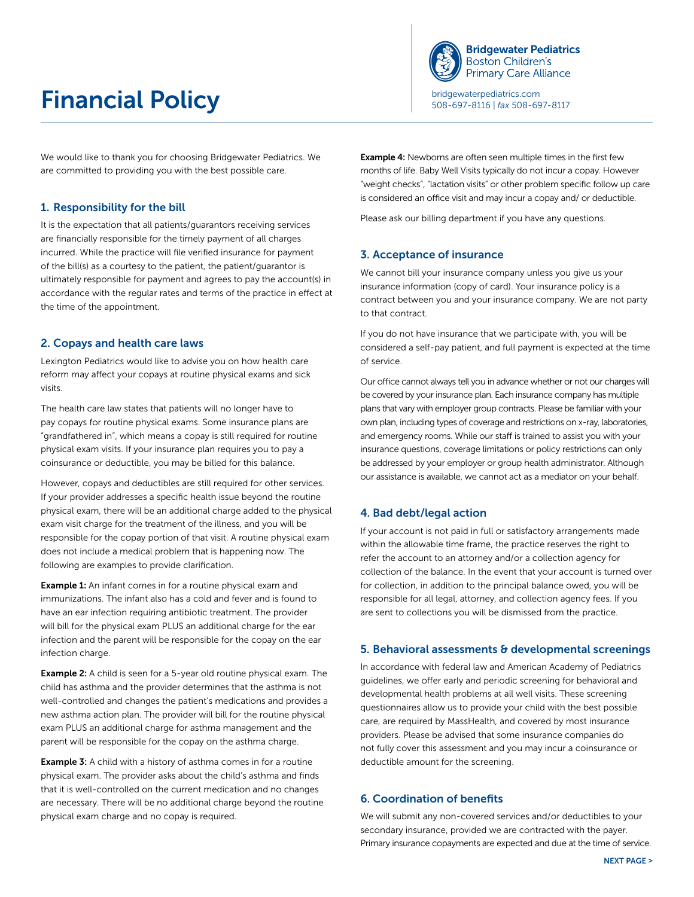# Financial Policy

**Bridgewater Pediatrics**
Boston Children's
Primary Care Alliance

bridgewaterpediatrics.com
508-697-8116 | *fax* 508-697-8117

We would like to thank you for choosing Bridgewater Pediatrics. We are committed to providing you with the best possible care.

## 1. Responsibility for the bill

It is the expectation that all patients/guarantors receiving services are financially responsible for the timely payment of all charges incurred. While the practice will file verified insurance for payment of the bill(s) as a courtesy to the patient, the patient/guarantor is ultimately responsible for payment and agrees to pay the account(s) in accordance with the regular rates and terms of the practice in effect at the time of the appointment.

## 2. Copays and health care laws

Lexington Pediatrics would like to advise you on how health care reform may affect your copays at routine physical exams and sick visits.

The health care law states that patients will no longer have to pay copays for routine physical exams. Some insurance plans are "grandfathered in", which means a copay is still required for routine physical exam visits. If your insurance plan requires you to pay a coinsurance or deductible, you may be billed for this balance.

However, copays and deductibles are still required for other services. If your provider addresses a specific health issue beyond the routine physical exam, there will be an additional charge added to the physical exam visit charge for the treatment of the illness, and you will be responsible for the copay portion of that visit. A routine physical exam does not include a medical problem that is happening now. The following are examples to provide clarification.

**Example 1:** An infant comes in for a routine physical exam and immunizations. The infant also has a cold and fever and is found to have an ear infection requiring antibiotic treatment. The provider will bill for the physical exam PLUS an additional charge for the ear infection and the parent will be responsible for the copay on the ear infection charge.

**Example 2:** A child is seen for a 5-year old routine physical exam. The child has asthma and the provider determines that the asthma is not well-controlled and changes the patient's medications and provides a new asthma action plan. The provider will bill for the routine physical exam PLUS an additional charge for asthma management and the parent will be responsible for the copay on the asthma charge.

**Example 3:** A child with a history of asthma comes in for a routine physical exam. The provider asks about the child's asthma and finds that it is well-controlled on the current medication and no changes are necessary. There will be no additional charge beyond the routine physical exam charge and no copay is required.

**Example 4:** Newborns are often seen multiple times in the first few months of life. Baby Well Visits typically do not incur a copay. However "weight checks", "lactation visits" or other problem specific follow up care is considered an office visit and may incur a copay and/ or deductible.

Please ask our billing department if you have any questions.

## 3. Acceptance of insurance

We cannot bill your insurance company unless you give us your insurance information (copy of card). Your insurance policy is a contract between you and your insurance company. We are not party to that contract.

If you do not have insurance that we participate with, you will be considered a self-pay patient, and full payment is expected at the time of service.

Our office cannot always tell you in advance whether or not our charges will be covered by your insurance plan. Each insurance company has multiple plans that vary with employer group contracts. Please be familiar with your own plan, including types of coverage and restrictions on x-ray, laboratories, and emergency rooms. While our staff is trained to assist you with your insurance questions, coverage limitations or policy restrictions can only be addressed by your employer or group health administrator. Although our assistance is available, we cannot act as a mediator on your behalf.

## 4. Bad debt/legal action

If your account is not paid in full or satisfactory arrangements made within the allowable time frame, the practice reserves the right to refer the account to an attorney and/or a collection agency for collection of the balance. In the event that your account is turned over for collection, in addition to the principal balance owed, you will be responsible for all legal, attorney, and collection agency fees. If you are sent to collections you will be dismissed from the practice.

## 5. Behavioral assessments & developmental screenings

In accordance with federal law and American Academy of Pediatrics guidelines, we offer early and periodic screening for behavioral and developmental health problems at all well visits. These screening questionnaires allow us to provide your child with the best possible care, are required by MassHealth, and covered by most insurance providers. Please be advised that some insurance companies do not fully cover this assessment and you may incur a coinsurance or deductible amount for the screening.

## 6. Coordination of benefits

We will submit any non-covered services and/or deductibles to your secondary insurance, provided we are contracted with the payer. Primary insurance copayments are expected and due at the time of service.

NEXT PAGE >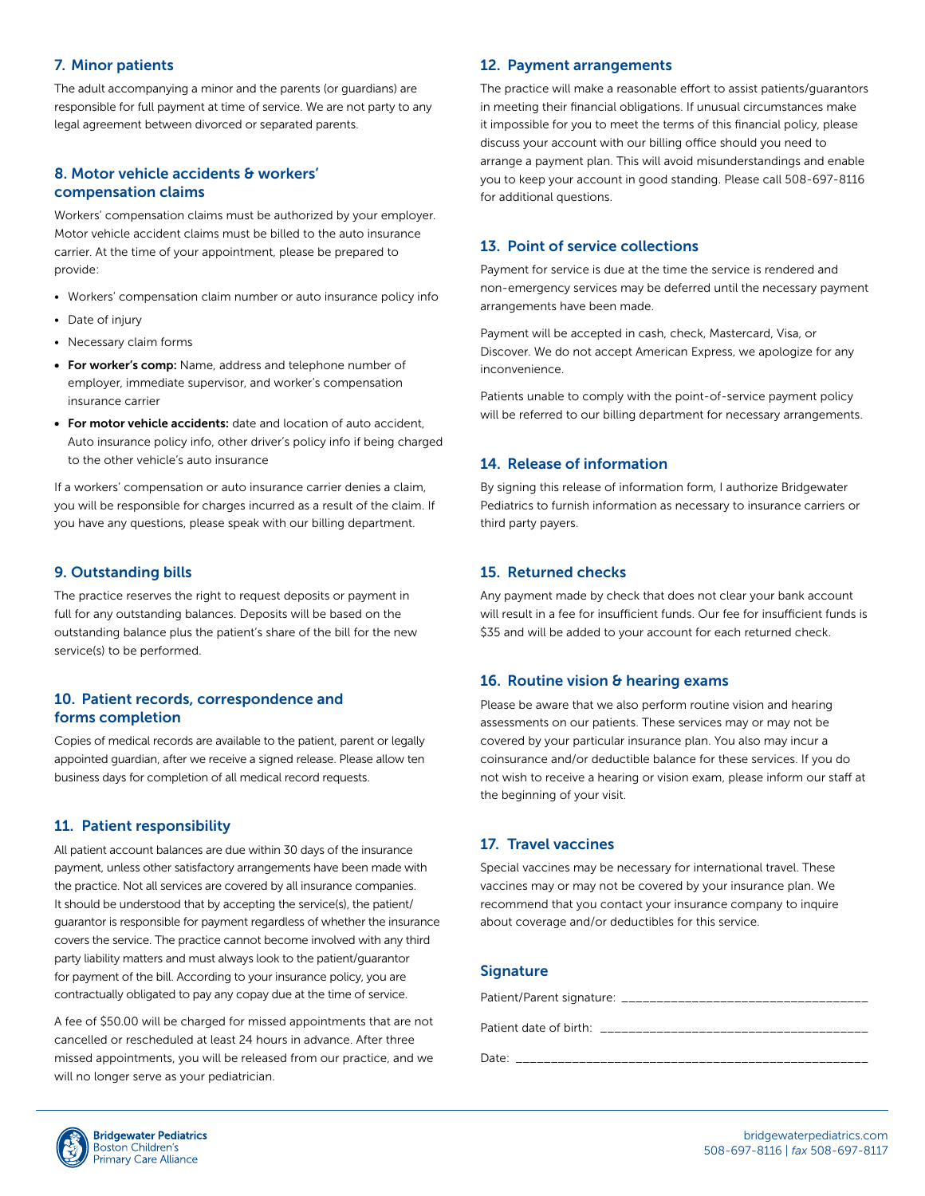## 7. Minor patients

The adult accompanying a minor and the parents (or guardians) are responsible for full payment at time of service. We are not party to any legal agreement between divorced or separated parents.

## 8. Motor vehicle accidents & workers' compensation claims

Workers' compensation claims must be authorized by your employer. Motor vehicle accident claims must be billed to the auto insurance carrier. At the time of your appointment, please be prepared to provide:

- Workers' compensation claim number or auto insurance policy info
- Date of injury
- Necessary claim forms
- **For worker's comp:** Name, address and telephone number of employer, immediate supervisor, and worker's compensation insurance carrier
- **For motor vehicle accidents:** date and location of auto accident, Auto insurance policy info, other driver's policy info if being charged to the other vehicle's auto insurance

If a workers' compensation or auto insurance carrier denies a claim, you will be responsible for charges incurred as a result of the claim. If you have any questions, please speak with our billing department.

## 9. Outstanding bills

The practice reserves the right to request deposits or payment in full for any outstanding balances. Deposits will be based on the outstanding balance plus the patient's share of the bill for the new service(s) to be performed.

## 10. Patient records, correspondence and forms completion

Copies of medical records are available to the patient, parent or legally appointed guardian, after we receive a signed release. Please allow ten business days for completion of all medical record requests.

## 11. Patient responsibility

All patient account balances are due within 30 days of the insurance payment, unless other satisfactory arrangements have been made with the practice. Not all services are covered by all insurance companies. It should be understood that by accepting the service(s), the patient/guarantor is responsible for payment regardless of whether the insurance covers the service. The practice cannot become involved with any third party liability matters and must always look to the patient/guarantor for payment of the bill. According to your insurance policy, you are contractually obligated to pay any copay due at the time of service.

A fee of $50.00 will be charged for missed appointments that are not cancelled or rescheduled at least 24 hours in advance. After three missed appointments, you will be released from our practice, and we will no longer serve as your pediatrician.

## 12. Payment arrangements

The practice will make a reasonable effort to assist patients/guarantors in meeting their financial obligations. If unusual circumstances make it impossible for you to meet the terms of this financial policy, please discuss your account with our billing office should you need to arrange a payment plan. This will avoid misunderstandings and enable you to keep your account in good standing. Please call 508-697-8116 for additional questions.

## 13. Point of service collections

Payment for service is due at the time the service is rendered and non-emergency services may be deferred until the necessary payment arrangements have been made.

Payment will be accepted in cash, check, Mastercard, Visa, or Discover. We do not accept American Express, we apologize for any inconvenience.

Patients unable to comply with the point-of-service payment policy will be referred to our billing department for necessary arrangements.

## 14. Release of information

By signing this release of information form, I authorize Bridgewater Pediatrics to furnish information as necessary to insurance carriers or third party payers.

## 15. Returned checks

Any payment made by check that does not clear your bank account will result in a fee for insufficient funds. Our fee for insufficient funds is $35 and will be added to your account for each returned check.

## 16. Routine vision & hearing exams

Please be aware that we also perform routine vision and hearing assessments on our patients. These services may or may not be covered by your particular insurance plan. You also may incur a coinsurance and/or deductible balance for these services. If you do not wish to receive a hearing or vision exam, please inform our staff at the beginning of your visit.

## 17. Travel vaccines

Special vaccines may be necessary for international travel. These vaccines may or may not be covered by your insurance plan. We recommend that you contact your insurance company to inquire about coverage and/or deductibles for this service.

## Signature

Patient/Parent signature: ___________________________________

Patient date of birth: ______________________________________

Date: _________________________________________________

Bridgewater Pediatrics
Boston Children's
Primary Care Alliance

bridgewaterpediatrics.com
508-697-8116 | *fax* 508-697-8117